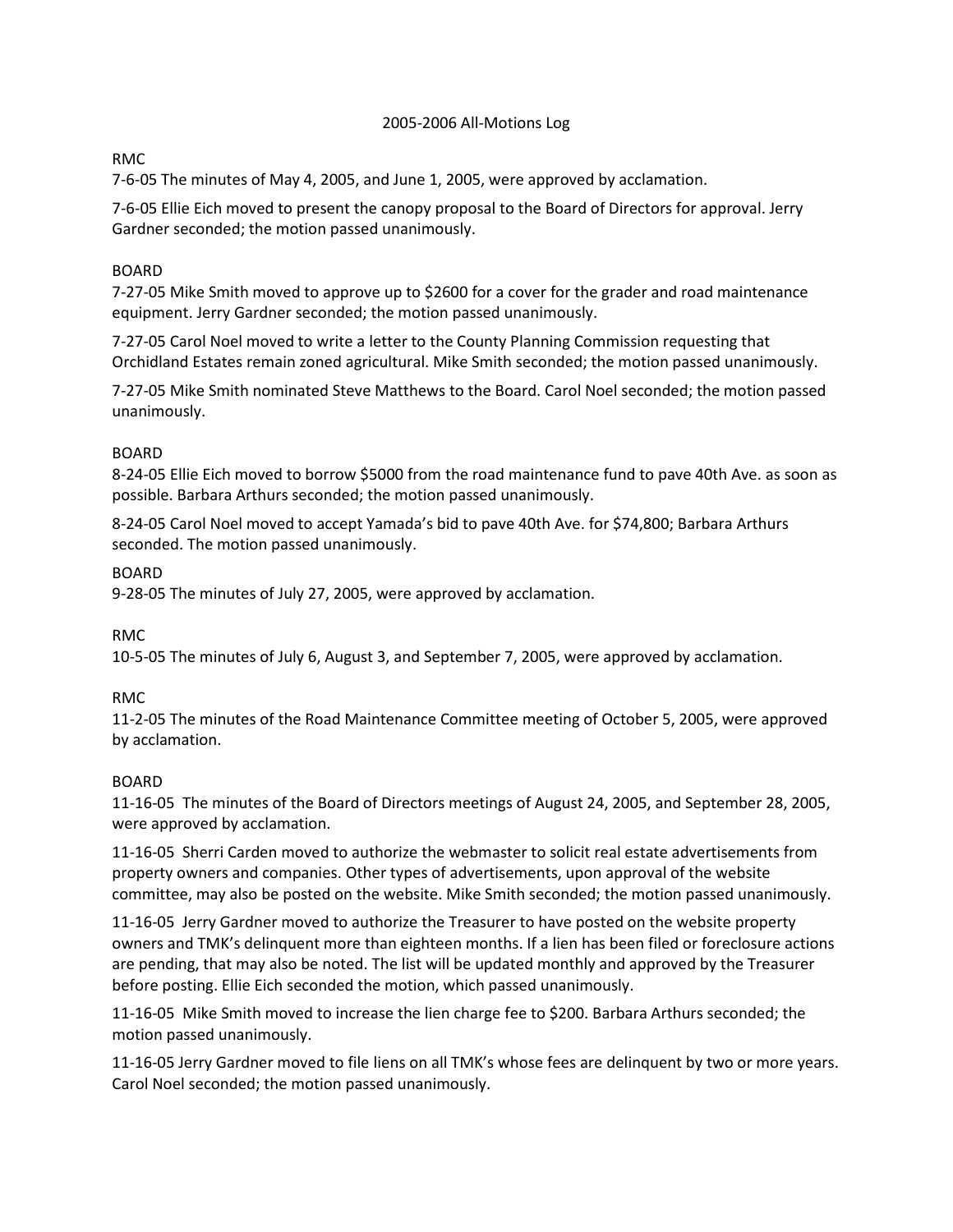# 2005-2006 All-Motions Log

RMC

7-6-05 The minutes of May 4, 2005, and June 1, 2005, were approved by acclamation.

7-6-05 Ellie Eich moved to present the canopy proposal to the Board of Directors for approval. Jerry Gardner seconded; the motion passed unanimously.

BOARD

7-27-05 Mike Smith moved to approve up to $2600 for a cover for the grader and road maintenance equipment. Jerry Gardner seconded; the motion passed unanimously.

7-27-05 Carol Noel moved to write a letter to the County Planning Commission requesting that Orchidland Estates remain zoned agricultural. Mike Smith seconded; the motion passed unanimously.

7-27-05 Mike Smith nominated Steve Matthews to the Board. Carol Noel seconded; the motion passed unanimously.

BOARD

8-24-05 Ellie Eich moved to borrow $5000 from the road maintenance fund to pave 40th Ave. as soon as possible. Barbara Arthurs seconded; the motion passed unanimously.

8-24-05 Carol Noel moved to accept Yamada's bid to pave 40th Ave. for $74,800; Barbara Arthurs seconded. The motion passed unanimously.

BOARD

9-28-05 The minutes of July 27, 2005, were approved by acclamation.

RMC

10-5-05 The minutes of July 6, August 3, and September 7, 2005, were approved by acclamation.

RMC

11-2-05 The minutes of the Road Maintenance Committee meeting of October 5, 2005, were approved by acclamation.

BOARD

11-16-05 The minutes of the Board of Directors meetings of August 24, 2005, and September 28, 2005, were approved by acclamation.

11-16-05 Sherri Carden moved to authorize the webmaster to solicit real estate advertisements from property owners and companies. Other types of advertisements, upon approval of the website committee, may also be posted on the website. Mike Smith seconded; the motion passed unanimously.

11-16-05 Jerry Gardner moved to authorize the Treasurer to have posted on the website property owners and TMK's delinquent more than eighteen months. If a lien has been filed or foreclosure actions are pending, that may also be noted. The list will be updated monthly and approved by the Treasurer before posting. Ellie Eich seconded the motion, which passed unanimously.

11-16-05 Mike Smith moved to increase the lien charge fee to $200. Barbara Arthurs seconded; the motion passed unanimously.

11-16-05 Jerry Gardner moved to file liens on all TMK's whose fees are delinquent by two or more years. Carol Noel seconded; the motion passed unanimously.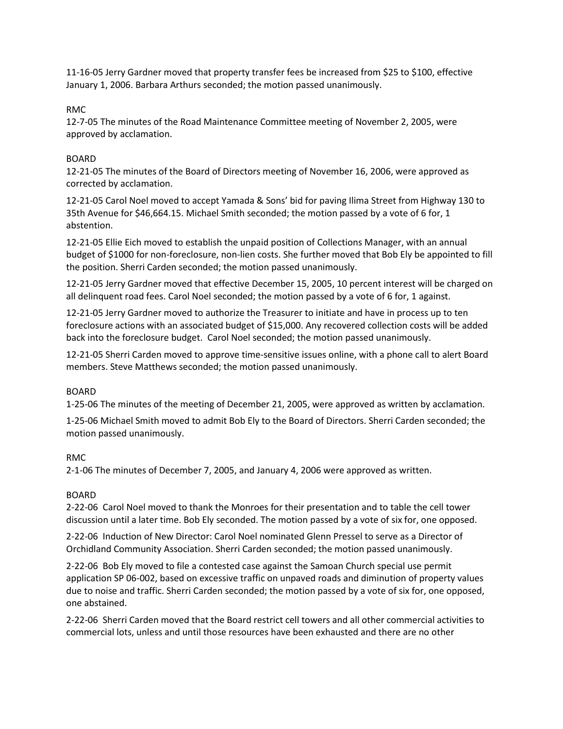11-16-05 Jerry Gardner moved that property transfer fees be increased from $25 to $100, effective January 1, 2006. Barbara Arthurs seconded; the motion passed unanimously.

RMC

12-7-05 The minutes of the Road Maintenance Committee meeting of November 2, 2005, were approved by acclamation.

BOARD

12-21-05 The minutes of the Board of Directors meeting of November 16, 2006, were approved as corrected by acclamation.

12-21-05 Carol Noel moved to accept Yamada & Sons' bid for paving Ilima Street from Highway 130 to 35th Avenue for $46,664.15. Michael Smith seconded; the motion passed by a vote of 6 for, 1 abstention.

12-21-05 Ellie Eich moved to establish the unpaid position of Collections Manager, with an annual budget of $1000 for non-foreclosure, non-lien costs. She further moved that Bob Ely be appointed to fill the position. Sherri Carden seconded; the motion passed unanimously.

12-21-05 Jerry Gardner moved that effective December 15, 2005, 10 percent interest will be charged on all delinquent road fees. Carol Noel seconded; the motion passed by a vote of 6 for, 1 against.

12-21-05 Jerry Gardner moved to authorize the Treasurer to initiate and have in process up to ten foreclosure actions with an associated budget of $15,000. Any recovered collection costs will be added back into the foreclosure budget. Carol Noel seconded; the motion passed unanimously.

12-21-05 Sherri Carden moved to approve time-sensitive issues online, with a phone call to alert Board members. Steve Matthews seconded; the motion passed unanimously.

BOARD

1-25-06 The minutes of the meeting of December 21, 2005, were approved as written by acclamation.

1-25-06 Michael Smith moved to admit Bob Ely to the Board of Directors. Sherri Carden seconded; the motion passed unanimously.

RMC

2-1-06 The minutes of December 7, 2005, and January 4, 2006 were approved as written.

BOARD

2-22-06 Carol Noel moved to thank the Monroes for their presentation and to table the cell tower discussion until a later time. Bob Ely seconded. The motion passed by a vote of six for, one opposed.

2-22-06 Induction of New Director: Carol Noel nominated Glenn Pressel to serve as a Director of Orchidland Community Association. Sherri Carden seconded; the motion passed unanimously.

2-22-06 Bob Ely moved to file a contested case against the Samoan Church special use permit application SP 06-002, based on excessive traffic on unpaved roads and diminution of property values due to noise and traffic. Sherri Carden seconded; the motion passed by a vote of six for, one opposed, one abstained.

2-22-06 Sherri Carden moved that the Board restrict cell towers and all other commercial activities to commercial lots, unless and until those resources have been exhausted and there are no other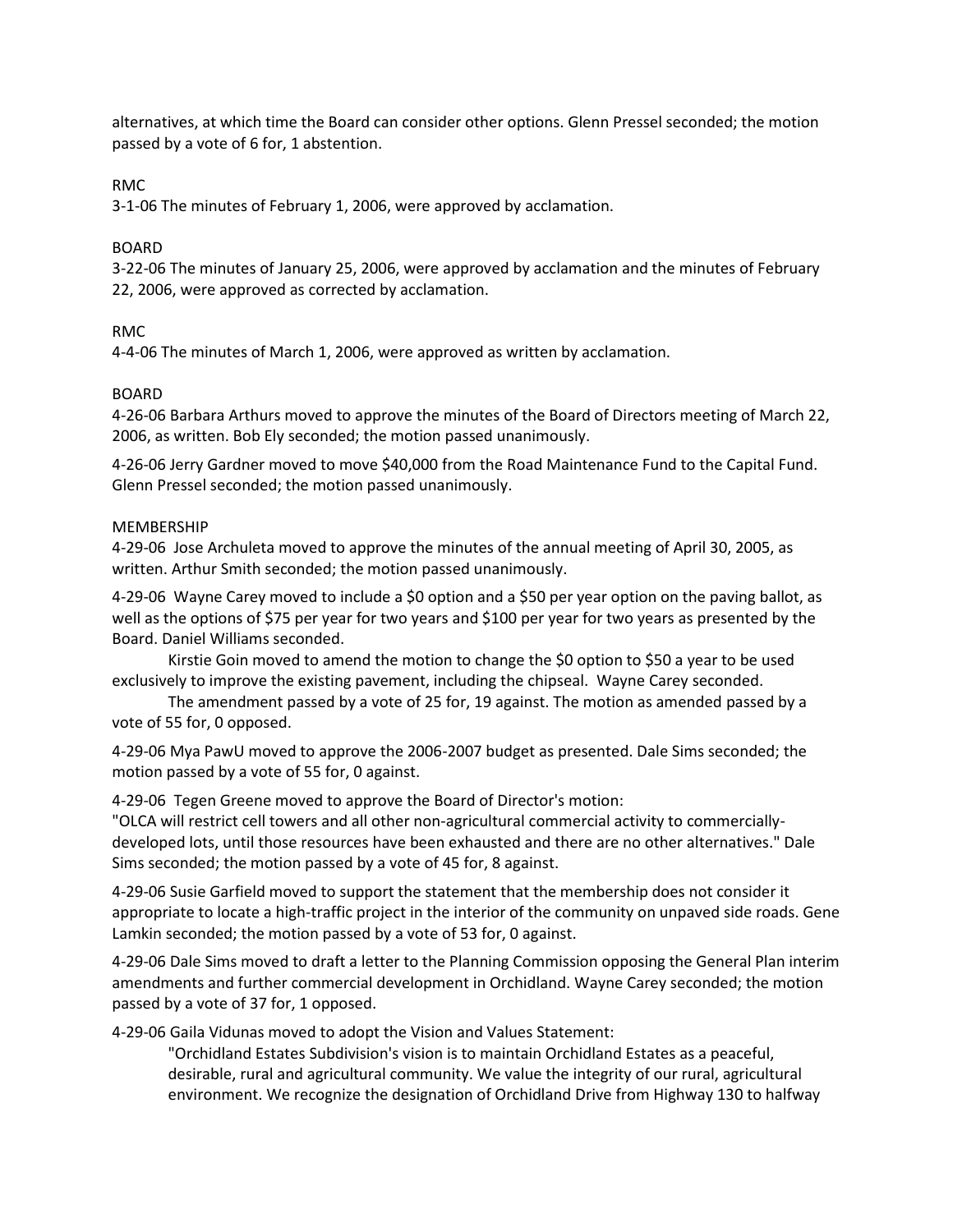alternatives, at which time the Board can consider other options. Glenn Pressel seconded; the motion passed by a vote of 6 for, 1 abstention.

RMC
3-1-06 The minutes of February 1, 2006, were approved by acclamation.

BOARD
3-22-06 The minutes of January 25, 2006, were approved by acclamation and the minutes of February 22, 2006, were approved as corrected by acclamation.

RMC
4-4-06 The minutes of March 1, 2006, were approved as written by acclamation.

BOARD
4-26-06 Barbara Arthurs moved to approve the minutes of the Board of Directors meeting of March 22, 2006, as written. Bob Ely seconded; the motion passed unanimously.

4-26-06 Jerry Gardner moved to move $40,000 from the Road Maintenance Fund to the Capital Fund. Glenn Pressel seconded; the motion passed unanimously.

MEMBERSHIP
4-29-06 Jose Archuleta moved to approve the minutes of the annual meeting of April 30, 2005, as written. Arthur Smith seconded; the motion passed unanimously.

4-29-06 Wayne Carey moved to include a $0 option and a $50 per year option on the paving ballot, as well as the options of $75 per year for two years and $100 per year for two years as presented by the Board. Daniel Williams seconded.

Kirstie Goin moved to amend the motion to change the $0 option to $50 a year to be used exclusively to improve the existing pavement, including the chipseal. Wayne Carey seconded.

The amendment passed by a vote of 25 for, 19 against. The motion as amended passed by a vote of 55 for, 0 opposed.

4-29-06 Mya PawU moved to approve the 2006-2007 budget as presented. Dale Sims seconded; the motion passed by a vote of 55 for, 0 against.

4-29-06 Tegen Greene moved to approve the Board of Director's motion:
"OLCA will restrict cell towers and all other non-agricultural commercial activity to commercially-developed lots, until those resources have been exhausted and there are no other alternatives." Dale Sims seconded; the motion passed by a vote of 45 for, 8 against.

4-29-06 Susie Garfield moved to support the statement that the membership does not consider it appropriate to locate a high-traffic project in the interior of the community on unpaved side roads. Gene Lamkin seconded; the motion passed by a vote of 53 for, 0 against.

4-29-06 Dale Sims moved to draft a letter to the Planning Commission opposing the General Plan interim amendments and further commercial development in Orchidland. Wayne Carey seconded; the motion passed by a vote of 37 for, 1 opposed.

4-29-06 Gaila Vidunas moved to adopt the Vision and Values Statement:

> "Orchidland Estates Subdivision's vision is to maintain Orchidland Estates as a peaceful, desirable, rural and agricultural community. We value the integrity of our rural, agricultural environment. We recognize the designation of Orchidland Drive from Highway 130 to halfway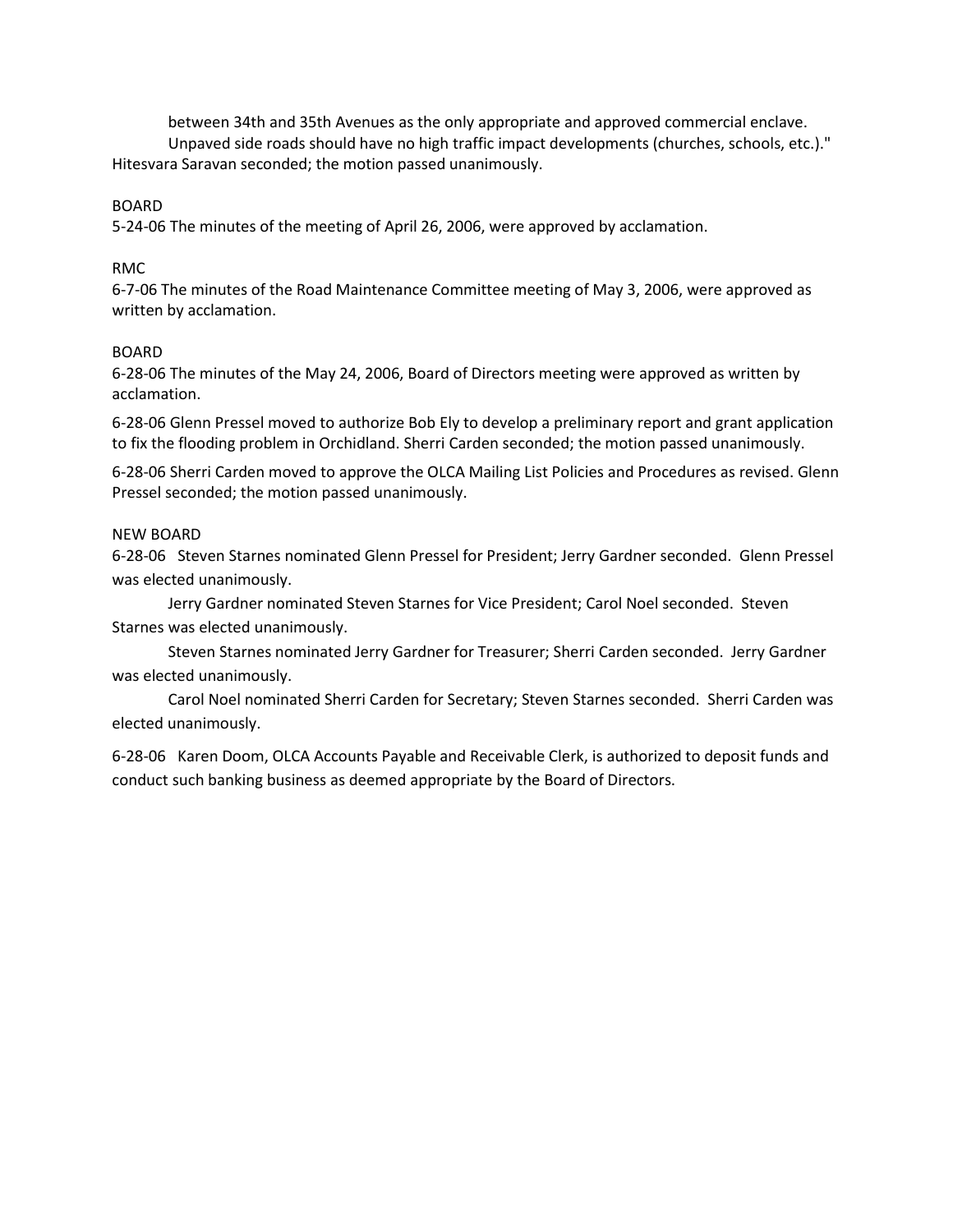between 34th and 35th Avenues as the only appropriate and approved commercial enclave.

Unpaved side roads should have no high traffic impact developments (churches, schools, etc.)." Hitesvara Saravan seconded; the motion passed unanimously.

BOARD

5-24-06 The minutes of the meeting of April 26, 2006, were approved by acclamation.

RMC

6-7-06 The minutes of the Road Maintenance Committee meeting of May 3, 2006, were approved as written by acclamation.

BOARD

6-28-06 The minutes of the May 24, 2006, Board of Directors meeting were approved as written by acclamation.

6-28-06 Glenn Pressel moved to authorize Bob Ely to develop a preliminary report and grant application to fix the flooding problem in Orchidland. Sherri Carden seconded; the motion passed unanimously.

6-28-06 Sherri Carden moved to approve the OLCA Mailing List Policies and Procedures as revised. Glenn Pressel seconded; the motion passed unanimously.

NEW BOARD

6-28-06 Steven Starnes nominated Glenn Pressel for President; Jerry Gardner seconded. Glenn Pressel was elected unanimously.

Jerry Gardner nominated Steven Starnes for Vice President; Carol Noel seconded. Steven Starnes was elected unanimously.

Steven Starnes nominated Jerry Gardner for Treasurer; Sherri Carden seconded. Jerry Gardner was elected unanimously.

Carol Noel nominated Sherri Carden for Secretary; Steven Starnes seconded. Sherri Carden was elected unanimously.

6-28-06 Karen Doom, OLCA Accounts Payable and Receivable Clerk, is authorized to deposit funds and conduct such banking business as deemed appropriate by the Board of Directors.